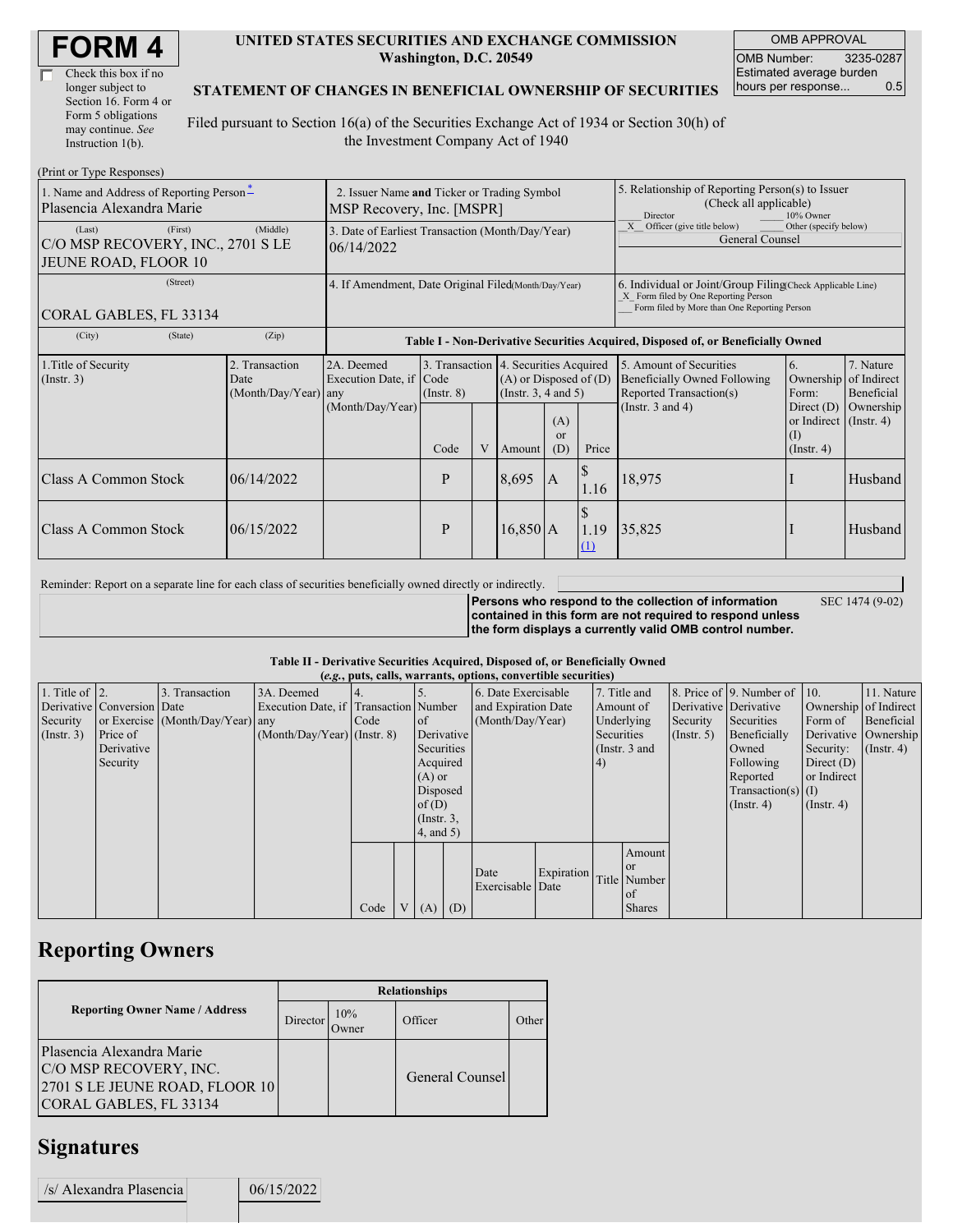# FORM 4

☐ Check this box if no longer subject to Section 16. Form 4 or Form 5 obligations may continue. *See* Instruction 1(b).

**UNITED STATES SECURITIES AND EXCHANGE COMMISSION**
**Washington, D.C. 20549**

**STATEMENT OF CHANGES IN BENEFICIAL OWNERSHIP OF SECURITIES**

Filed pursuant to Section 16(a) of the Securities Exchange Act of 1934 or Section 30(h) of the Investment Company Act of 1940

| OMB APPROVAL | |
|---|---|
| OMB Number: | 3235-0287 |
| Estimated average burden hours per response... | 0.5 |

(Print or Type Responses)

| 1. Name and Address of Reporting Person* | 2. Issuer Name and Ticker or Trading Symbol | 5. Relationship of Reporting Person(s) to Issuer (Check all applicable) |
|---|---|---|
| Plasencia Alexandra Marie | MSP Recovery, Inc. [MSPR] | ___ Director ___ 10% Owner |
| (Last) (First) (Middle) | 3. Date of Earliest Transaction (Month/Day/Year) | _X_ Officer (give title below) ___ Other (specify below) |
| C/O MSP RECOVERY, INC., 2701 S LE JEUNE ROAD, FLOOR 10 | 06/14/2022 | General Counsel |
| (Street) | 4. If Amendment, Date Original Filed(Month/Day/Year) | 6. Individual or Joint/Group Filing(Check Applicable Line) |
| CORAL GABLES, FL 33134 | | _X_ Form filed by One Reporting Person ___ Form filed by More than One Reporting Person |
| (City) (State) (Zip) | | |

**Table I - Non-Derivative Securities Acquired, Disposed of, or Beneficially Owned**

| 1.Title of Security (Instr. 3) | 2. Transaction Date (Month/Day/Year) | 2A. Deemed Execution Date, if any (Month/Day/Year) | 3. Transaction Code (Instr. 8) | | 4. Securities Acquired (A) or Disposed of (D) (Instr. 3, 4 and 5) | | | 5. Amount of Securities Beneficially Owned Following Reported Transaction(s) (Instr. 3 and 4) | 6. Ownership Form: Direct (D) or Indirect (I) (Instr. 4) | 7. Nature of Indirect Beneficial Ownership (Instr. 4) |
|---|---|---|---|---|---|---|---|---|---|---|
| | | | Code | V | Amount | (A) or (D) | Price | | | |
| Class A Common Stock | 06/14/2022 | | P | | 8,695 | A | $ 1.16 | 18,975 | I | Husband |
| Class A Common Stock | 06/15/2022 | | P | | 16,850 | A | $ 1.19 (1) | 35,825 | I | Husband |

Reminder: Report on a separate line for each class of securities beneficially owned directly or indirectly.

**Persons who respond to the collection of information contained in this form are not required to respond unless the form displays a currently valid OMB control number.** SEC 1474 (9-02)

**Table II - Derivative Securities Acquired, Disposed of, or Beneficially Owned**
***(e.g., puts, calls, warrants, options, convertible securities)***

| 1. Title of Derivative Security (Instr. 3) | 2. Conversion or Exercise Price of Derivative Security | 3. Transaction Date (Month/Day/Year) | 3A. Deemed Execution Date, if any (Month/Day/Year) | 4. Transaction Code (Instr. 8) | | 5. Number of Derivative Securities Acquired (A) or Disposed of (D) (Instr. 3, 4, and 5) | | 6. Date Exercisable and Expiration Date (Month/Day/Year) | | 7. Title and Amount of Underlying Securities (Instr. 3 and 4) | | 8. Price of Derivative Security (Instr. 5) | 9. Number of Derivative Securities Beneficially Owned Following Reported Transaction(s) (Instr. 4) | 10. Ownership Form of Derivative Security: Direct (D) or Indirect (I) (Instr. 4) | 11. Nature of Indirect Beneficial Ownership (Instr. 4) |
|---|---|---|---|---|---|---|---|---|---|---|---|---|---|---|---|
| | | | | Code | V | (A) | (D) | Date Exercisable | Expiration Date | Title | Amount or Number of Shares | | | | |

## Reporting Owners

| Reporting Owner Name / Address | Relationships | | | |
|---|---|---|---|---|
| | Director | 10% Owner | Officer | Other |
| Plasencia Alexandra Marie C/O MSP RECOVERY, INC. 2701 S LE JEUNE ROAD, FLOOR 10 CORAL GABLES, FL 33134 | | | General Counsel | |

## Signatures

| /s/ Alexandra Plasencia | | 06/15/2022 |
|---|---|---|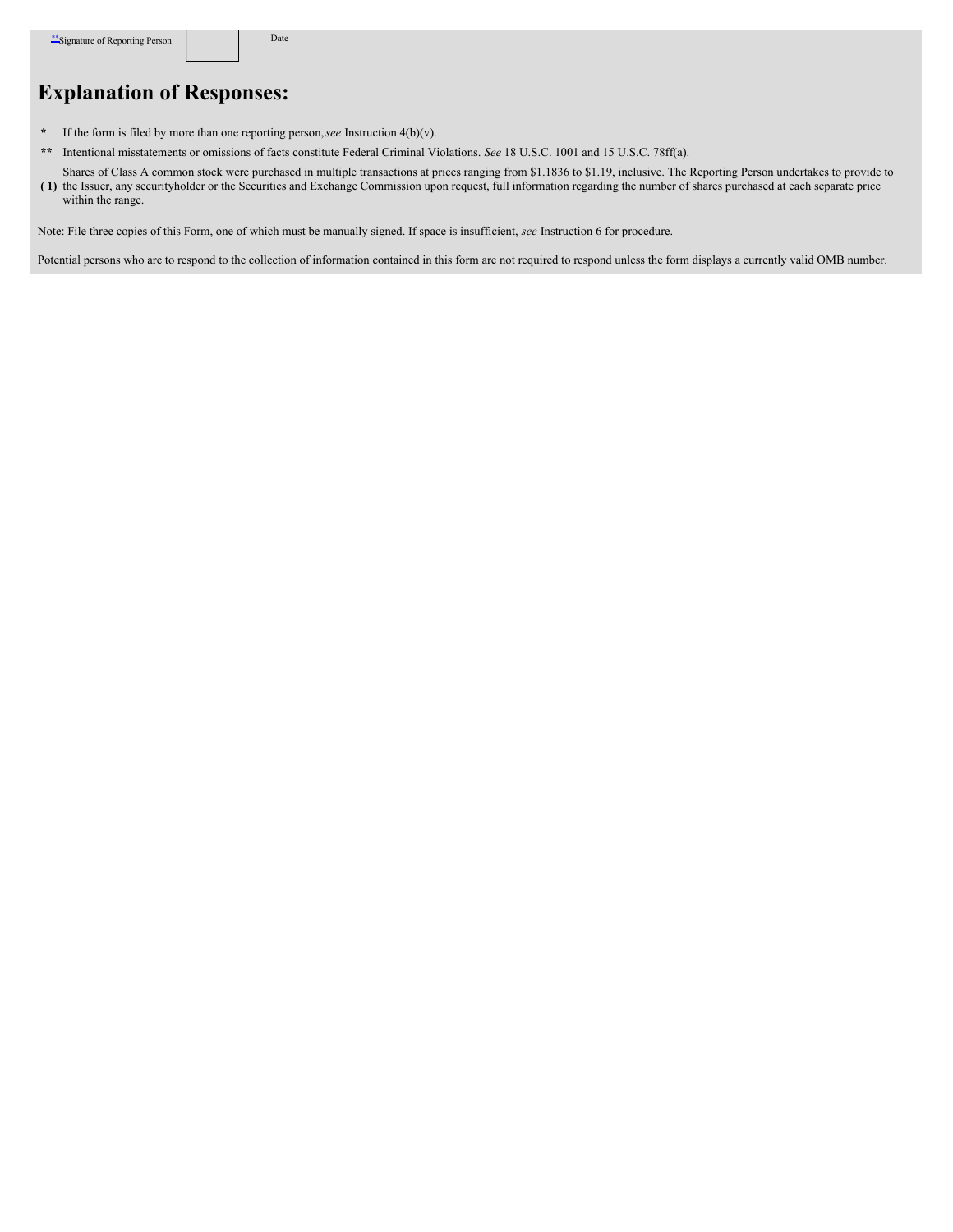** Signature of Reporting Person | Date

## Explanation of Responses:

\* If the form is filed by more than one reporting person, *see* Instruction 4(b)(v).

** Intentional misstatements or omissions of facts constitute Federal Criminal Violations. *See* 18 U.S.C. 1001 and 15 U.S.C. 78ff(a).

**( 1)** Shares of Class A common stock were purchased in multiple transactions at prices ranging from $1.1836 to $1.19, inclusive. The Reporting Person undertakes to provide to the Issuer, any securityholder or the Securities and Exchange Commission upon request, full information regarding the number of shares purchased at each separate price within the range.

Note: File three copies of this Form, one of which must be manually signed. If space is insufficient, *see* Instruction 6 for procedure.

Potential persons who are to respond to the collection of information contained in this form are not required to respond unless the form displays a currently valid OMB number.